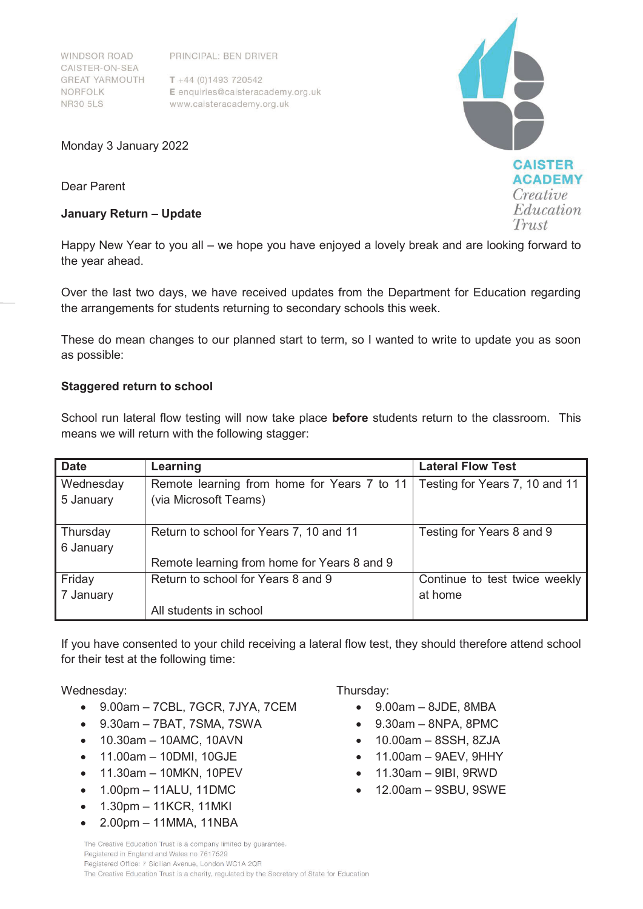WINDSOR ROAD
CAISTER-ON-SEA
GREAT YARMOUTH
NORFOLK
NR30 5LS

PRINCIPAL: BEN DRIVER

T +44 (0)1493 720542
E enquiries@caisteracademy.org.uk
www.caisteracademy.org.uk

CAISTER ACADEMY
Creative Education Trust

Monday 3 January 2022

Dear Parent

**January Return – Update**

Happy New Year to you all – we hope you have enjoyed a lovely break and are looking forward to the year ahead.

Over the last two days, we have received updates from the Department for Education regarding the arrangements for students returning to secondary schools this week.

These do mean changes to our planned start to term, so I wanted to write to update you as soon as possible:

**Staggered return to school**

School run lateral flow testing will now take place **before** students return to the classroom. This means we will return with the following stagger:

| Date | Learning | Lateral Flow Test |
|---|---|---|
| Wednesday 5 January | Remote learning from home for Years 7 to 11 (via Microsoft Teams) | Testing for Years 7, 10 and 11 |
| Thursday 6 January | Return to school for Years 7, 10 and 11<br><br>Remote learning from home for Years 8 and 9 | Testing for Years 8 and 9 |
| Friday 7 January | Return to school for Years 8 and 9<br><br>All students in school | Continue to test twice weekly at home |

If you have consented to your child receiving a lateral flow test, they should therefore attend school for their test at the following time:

Wednesday:

- 9.00am – 7CBL, 7GCR, 7JYA, 7CEM
- 9.30am – 7BAT, 7SMA, 7SWA
- 10.30am – 10AMC, 10AVN
- 11.00am – 10DMI, 10GJE
- 11.30am – 10MKN, 10PEV
- 1.00pm – 11ALU, 11DMC
- 1.30pm – 11KCR, 11MKI
- 2.00pm – 11MMA, 11NBA

Thursday:

- 9.00am – 8JDE, 8MBA
- 9.30am – 8NPA, 8PMC
- 10.00am – 8SSH, 8ZJA
- 11.00am – 9AEV, 9HHY
- 11.30am – 9IBI, 9RWD
- 12.00am – 9SBU, 9SWE

The Creative Education Trust is a company limited by guarantee.
Registered in England and Wales no 7617529
Registered Office: 7 Sicilian Avenue, London WC1A 2QR
The Creative Education Trust is a charity, regulated by the Secretary of State for Education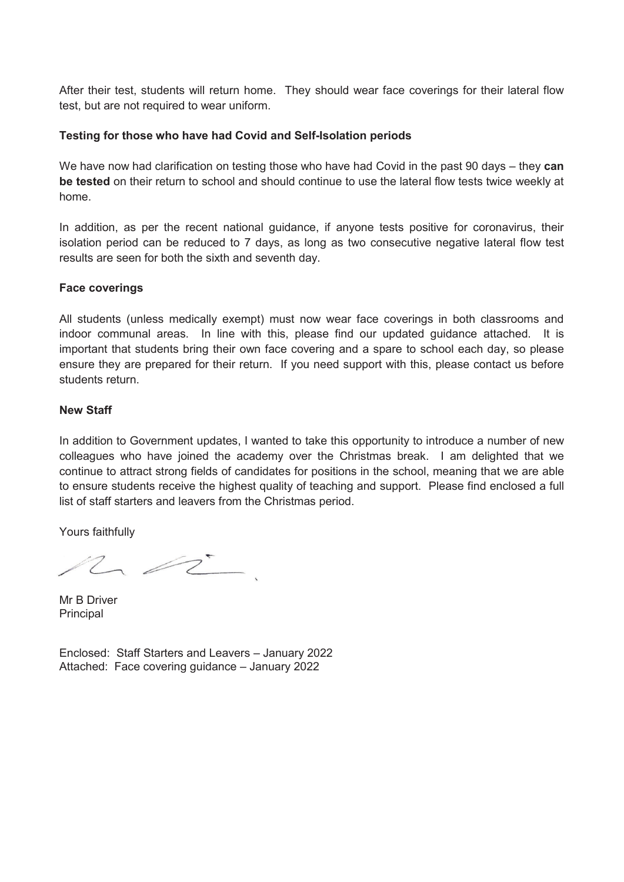After their test, students will return home. They should wear face coverings for their lateral flow test, but are not required to wear uniform.

**Testing for those who have had Covid and Self-Isolation periods**

We have now had clarification on testing those who have had Covid in the past 90 days – they **can be tested** on their return to school and should continue to use the lateral flow tests twice weekly at home.

In addition, as per the recent national guidance, if anyone tests positive for coronavirus, their isolation period can be reduced to 7 days, as long as two consecutive negative lateral flow test results are seen for both the sixth and seventh day.

**Face coverings**

All students (unless medically exempt) must now wear face coverings in both classrooms and indoor communal areas. In line with this, please find our updated guidance attached. It is important that students bring their own face covering and a spare to school each day, so please ensure they are prepared for their return. If you need support with this, please contact us before students return.

**New Staff**

In addition to Government updates, I wanted to take this opportunity to introduce a number of new colleagues who have joined the academy over the Christmas break. I am delighted that we continue to attract strong fields of candidates for positions in the school, meaning that we are able to ensure students receive the highest quality of teaching and support. Please find enclosed a full list of staff starters and leavers from the Christmas period.

Yours faithfully

Mr B Driver
Principal

Enclosed: Staff Starters and Leavers – January 2022
Attached: Face covering guidance – January 2022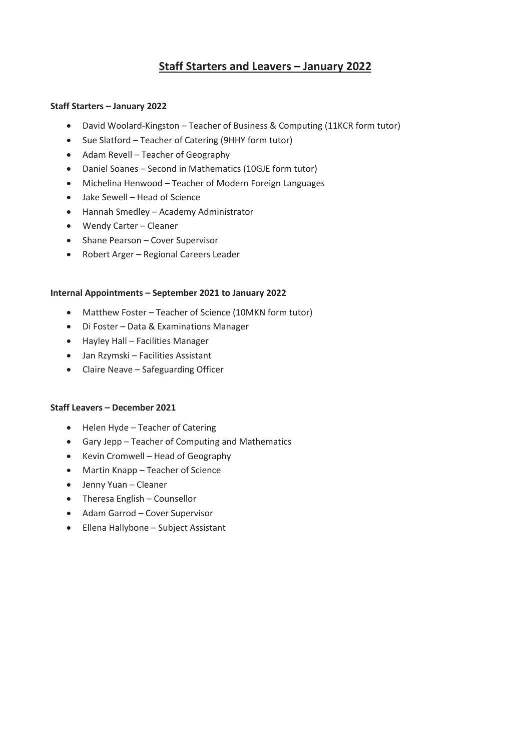# Staff Starters and Leavers – January 2022

**Staff Starters – January 2022**

- David Woolard-Kingston – Teacher of Business & Computing (11KCR form tutor)
- Sue Slatford – Teacher of Catering (9HHY form tutor)
- Adam Revell – Teacher of Geography
- Daniel Soanes – Second in Mathematics (10GJE form tutor)
- Michelina Henwood – Teacher of Modern Foreign Languages
- Jake Sewell – Head of Science
- Hannah Smedley – Academy Administrator
- Wendy Carter – Cleaner
- Shane Pearson – Cover Supervisor
- Robert Arger – Regional Careers Leader

**Internal Appointments – September 2021 to January 2022**

- Matthew Foster – Teacher of Science (10MKN form tutor)
- Di Foster – Data & Examinations Manager
- Hayley Hall – Facilities Manager
- Jan Rzymski – Facilities Assistant
- Claire Neave – Safeguarding Officer

**Staff Leavers – December 2021**

- Helen Hyde – Teacher of Catering
- Gary Jepp – Teacher of Computing and Mathematics
- Kevin Cromwell – Head of Geography
- Martin Knapp – Teacher of Science
- Jenny Yuan – Cleaner
- Theresa English – Counsellor
- Adam Garrod – Cover Supervisor
- Ellena Hallybone – Subject Assistant